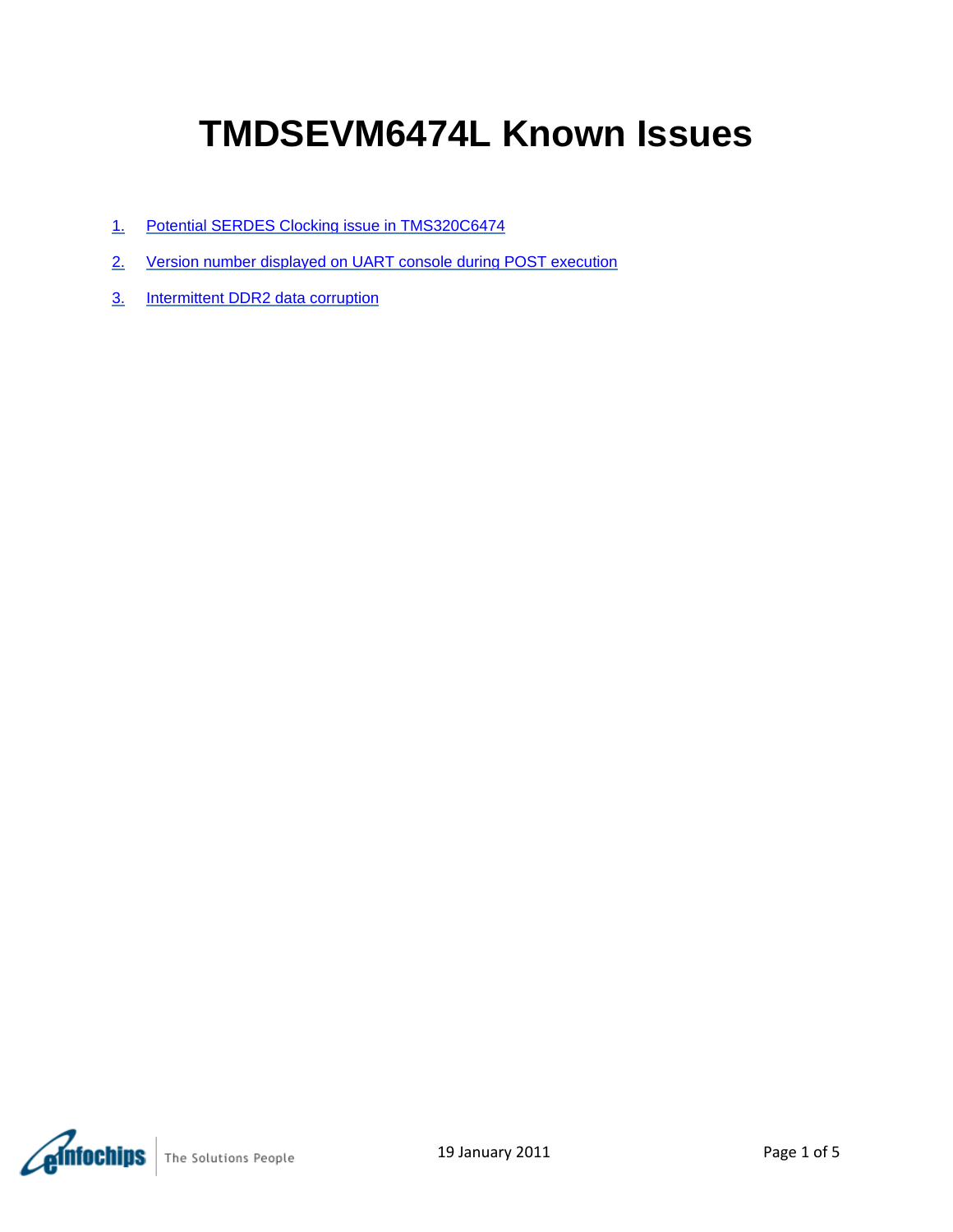# TMDSEVM6474L Known Issues

1. Potential SERDES Clocking issue in TMS320C6474
2. Version number displayed on UART console during POST execution
3. Intermittent DDR2 data corruption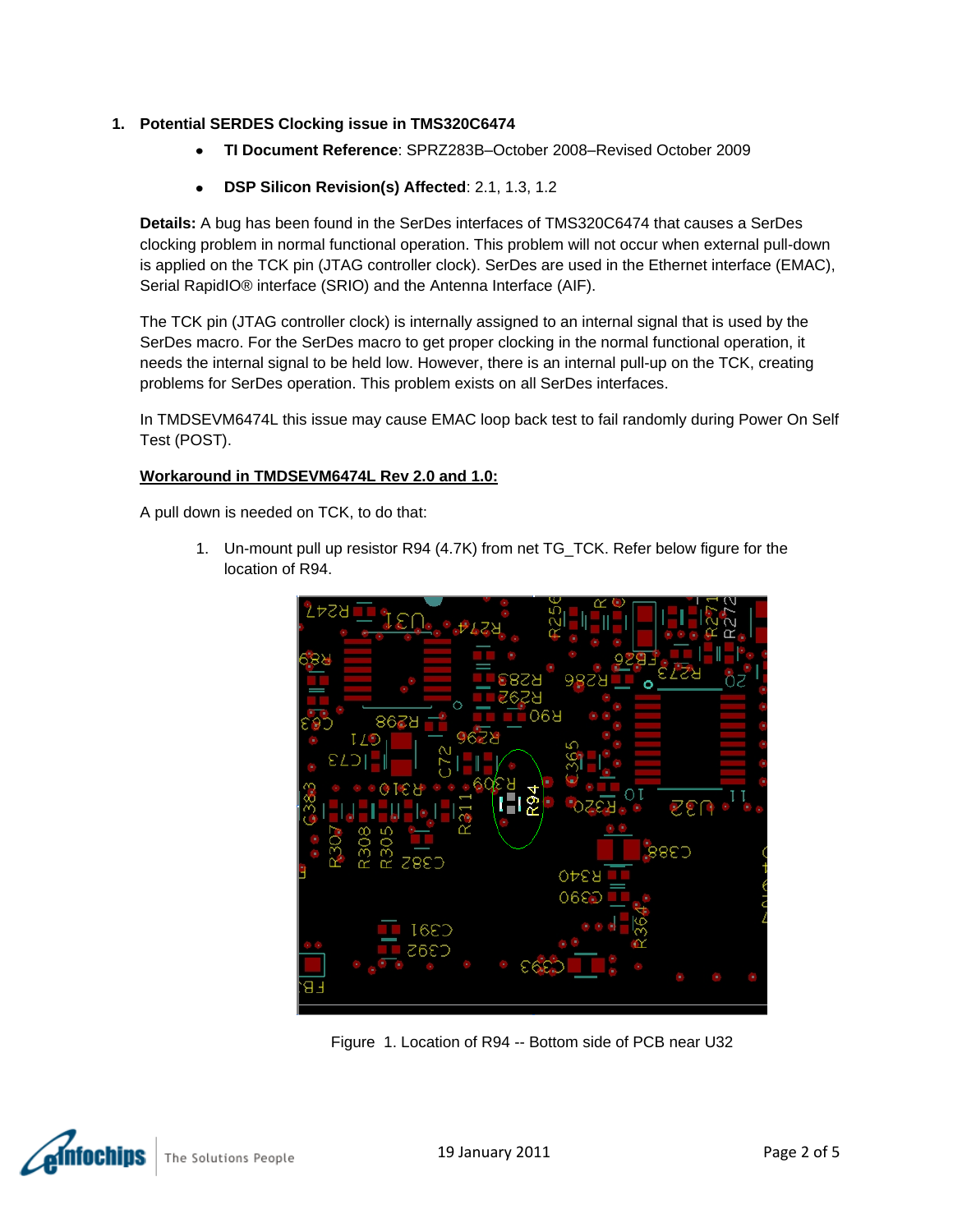1. **Potential SERDES Clocking issue in TMS320C6474**
   - **TI Document Reference**: SPRZ283B–October 2008–Revised October 2009
   - **DSP Silicon Revision(s) Affected**: 2.1, 1.3, 1.2

**Details:** A bug has been found in the SerDes interfaces of TMS320C6474 that causes a SerDes clocking problem in normal functional operation. This problem will not occur when external pull-down is applied on the TCK pin (JTAG controller clock). SerDes are used in the Ethernet interface (EMAC), Serial RapidIO® interface (SRIO) and the Antenna Interface (AIF).

The TCK pin (JTAG controller clock) is internally assigned to an internal signal that is used by the SerDes macro. For the SerDes macro to get proper clocking in the normal functional operation, it needs the internal signal to be held low. However, there is an internal pull-up on the TCK, creating problems for SerDes operation. This problem exists on all SerDes interfaces.

In TMDSEVM6474L this issue may cause EMAC loop back test to fail randomly during Power On Self Test (POST).

**Workaround in TMDSEVM6474L Rev 2.0 and 1.0:**

A pull down is needed on TCK, to do that:

1. Un-mount pull up resistor R94 (4.7K) from net TG_TCK. Refer below figure for the location of R94.

Figure 1. Location of R94 -- Bottom side of PCB near U32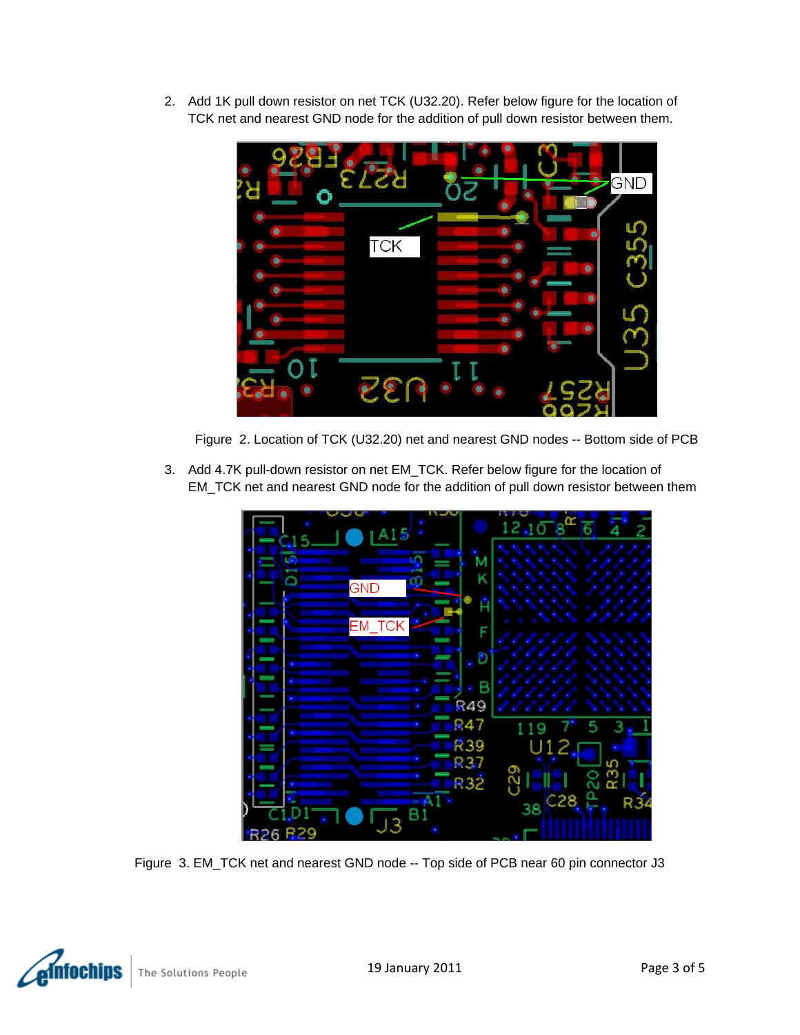2. Add 1K pull down resistor on net TCK (U32.20). Refer below figure for the location of TCK net and nearest GND node for the addition of pull down resistor between them.

Figure 2. Location of TCK (U32.20) net and nearest GND nodes -- Bottom side of PCB

3. Add 4.7K pull-down resistor on net EM_TCK. Refer below figure for the location of EM_TCK net and nearest GND node for the addition of pull down resistor between them

Figure 3. EM_TCK net and nearest GND node -- Top side of PCB near 60 pin connector J3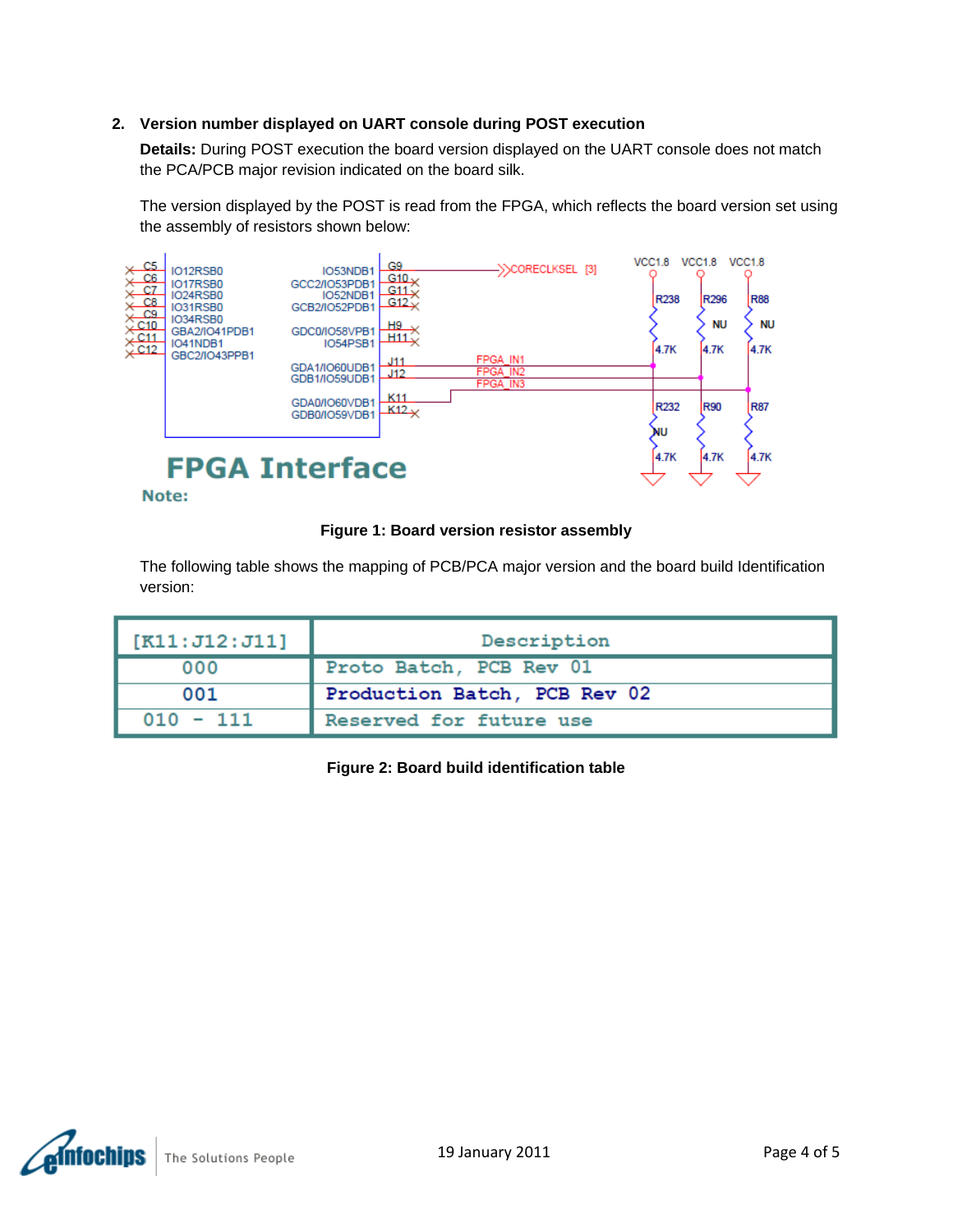**2. Version number displayed on UART console during POST execution**

**Details:** During POST execution the board version displayed on the UART console does not match the PCA/PCB major revision indicated on the board silk.

The version displayed by the POST is read from the FPGA, which reflects the board version set using the assembly of resistors shown below:

**Figure 1: Board version resistor assembly**

The following table shows the mapping of PCB/PCA major version and the board build Identification version:

| [K11:J12:J11] | Description |
|---|---|
| 000 | Proto Batch, PCB Rev 01 |
| 001 | Production Batch, PCB Rev 02 |
| 010 - 111 | Reserved for future use |

**Figure 2: Board build identification table**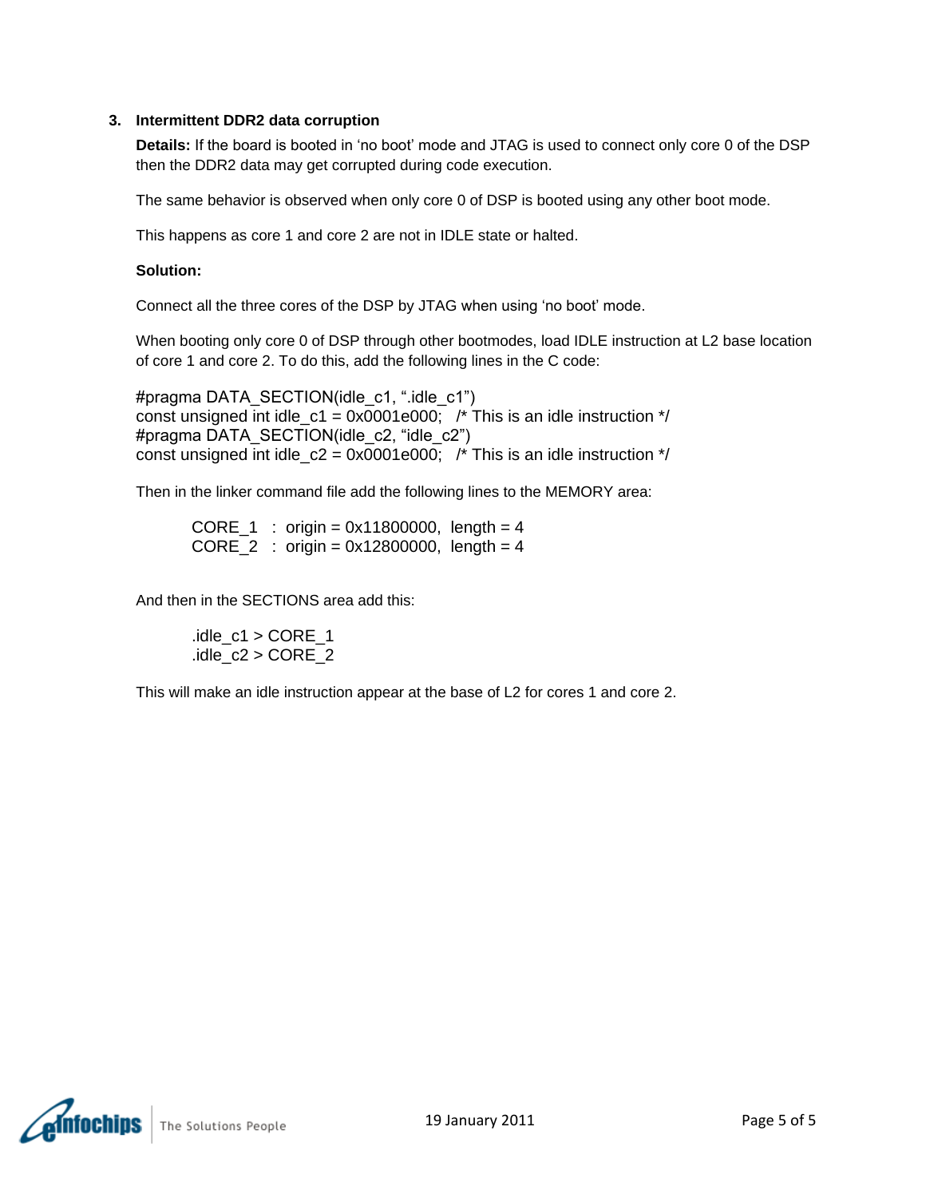### 3. Intermittent DDR2 data corruption

**Details:** If the board is booted in 'no boot' mode and JTAG is used to connect only core 0 of the DSP then the DDR2 data may get corrupted during code execution.

The same behavior is observed when only core 0 of DSP is booted using any other boot mode.

This happens as core 1 and core 2 are not in IDLE state or halted.

**Solution:**

Connect all the three cores of the DSP by JTAG when using 'no boot' mode.

When booting only core 0 of DSP through other bootmodes, load IDLE instruction at L2 base location of core 1 and core 2. To do this, add the following lines in the C code:

```
#pragma DATA_SECTION(idle_c1, ".idle_c1")
const unsigned int idle_c1 = 0x0001e000;   /* This is an idle instruction */
#pragma DATA_SECTION(idle_c2, "idle_c2")
const unsigned int idle_c2 = 0x0001e000;   /* This is an idle instruction */
```

Then in the linker command file add the following lines to the MEMORY area:

```
CORE_1   :  origin = 0x11800000,  length = 4
CORE_2   :  origin = 0x12800000,  length = 4
```

And then in the SECTIONS area add this:

```
.idle_c1 > CORE_1
.idle_c2 > CORE_2
```

This will make an idle instruction appear at the base of L2 for cores 1 and core 2.